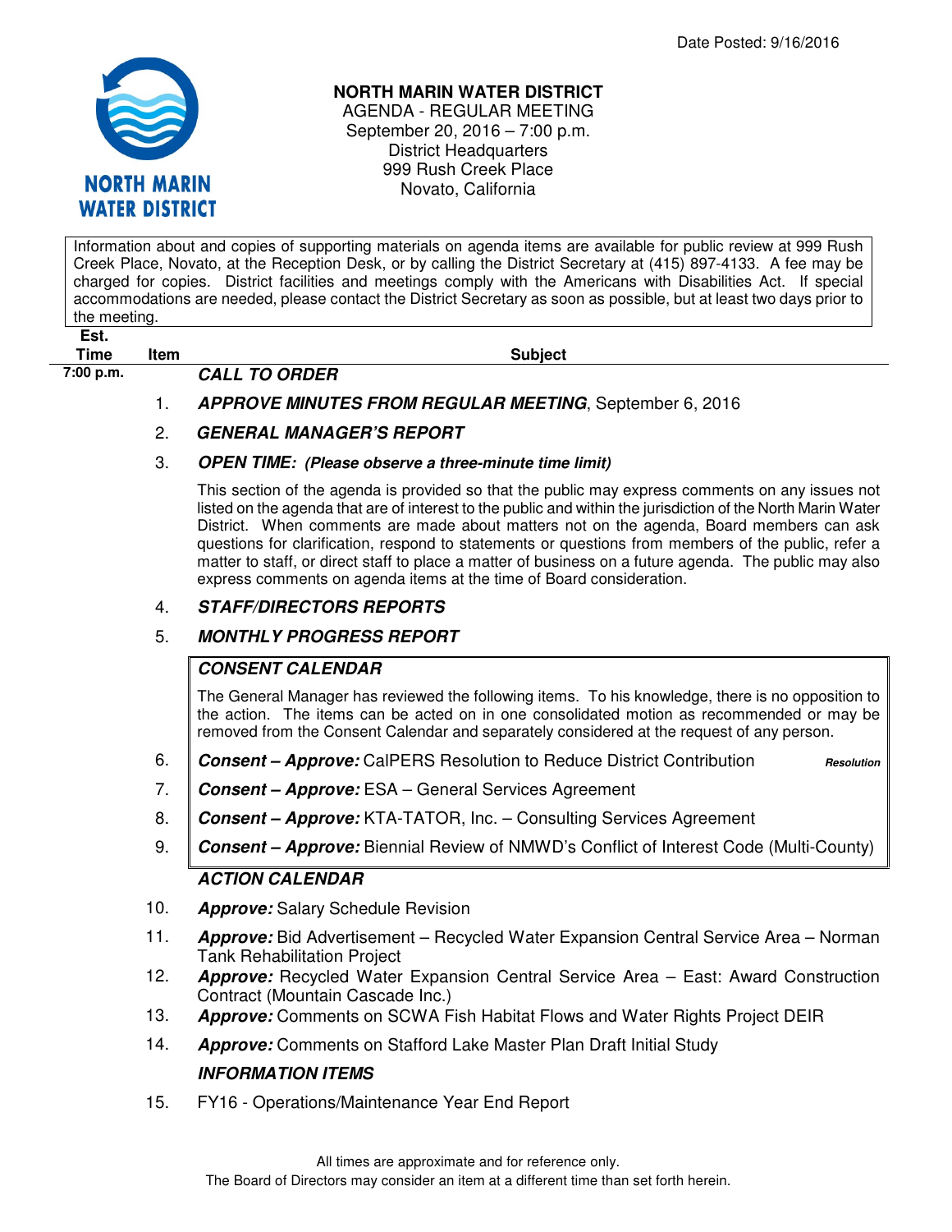Date Posted: 9/16/2016

# NORTH MARIN WATER DISTRICT

AGENDA - REGULAR MEETING
September 20, 2016 – 7:00 p.m.
District Headquarters
999 Rush Creek Place
Novato, California

Information about and copies of supporting materials on agenda items are available for public review at 999 Rush Creek Place, Novato, at the Reception Desk, or by calling the District Secretary at (415) 897-4133. A fee may be charged for copies. District facilities and meetings comply with the Americans with Disabilities Act. If special accommodations are needed, please contact the District Secretary as soon as possible, but at least two days prior to the meeting.

| Est. Time | Item | Subject |
|---|---|---|
| 7:00 p.m. | | ***CALL TO ORDER*** |
| | 1. | ***APPROVE MINUTES FROM REGULAR MEETING***, September 6, 2016 |
| | 2. | ***GENERAL MANAGER'S REPORT*** |
| | 3. | ***OPEN TIME: (Please observe a three-minute time limit)*** |
| | | This section of the agenda is provided so that the public may express comments on any issues not listed on the agenda that are of interest to the public and within the jurisdiction of the North Marin Water District. When comments are made about matters not on the agenda, Board members can ask questions for clarification, respond to statements or questions from members of the public, refer a matter to staff, or direct staff to place a matter of business on a future agenda. The public may also express comments on agenda items at the time of Board consideration. |
| | 4. | ***STAFF/DIRECTORS REPORTS*** |
| | 5. | ***MONTHLY PROGRESS REPORT*** |
| | | ***CONSENT CALENDAR*** |
| | | The General Manager has reviewed the following items. To his knowledge, there is no opposition to the action. The items can be acted on in one consolidated motion as recommended or may be removed from the Consent Calendar and separately considered at the request of any person. |
| | 6. | ***Consent – Approve:*** CalPERS Resolution to Reduce District Contribution ***Resolution*** |
| | 7. | ***Consent – Approve:*** ESA – General Services Agreement |
| | 8. | ***Consent – Approve:*** KTA-TATOR, Inc. – Consulting Services Agreement |
| | 9. | ***Consent – Approve:*** Biennial Review of NMWD's Conflict of Interest Code (Multi-County) |
| | | ***ACTION CALENDAR*** |
| | 10. | ***Approve:*** Salary Schedule Revision |
| | 11. | ***Approve:*** Bid Advertisement – Recycled Water Expansion Central Service Area – Norman Tank Rehabilitation Project |
| | 12. | ***Approve:*** Recycled Water Expansion Central Service Area – East: Award Construction Contract (Mountain Cascade Inc.) |
| | 13. | ***Approve:*** Comments on SCWA Fish Habitat Flows and Water Rights Project DEIR |
| | 14. | ***Approve:*** Comments on Stafford Lake Master Plan Draft Initial Study |
| | | ***INFORMATION ITEMS*** |
| | 15. | FY16 - Operations/Maintenance Year End Report |

All times are approximate and for reference only.
The Board of Directors may consider an item at a different time than set forth herein.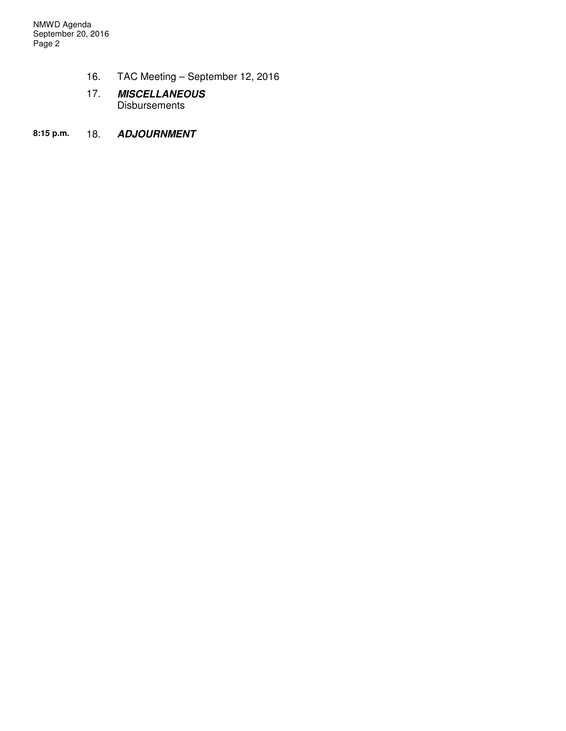16. TAC Meeting – September 12, 2016

17. ***MISCELLANEOUS***
    Disbursements

**8:15 p.m.** 18. ***ADJOURNMENT***